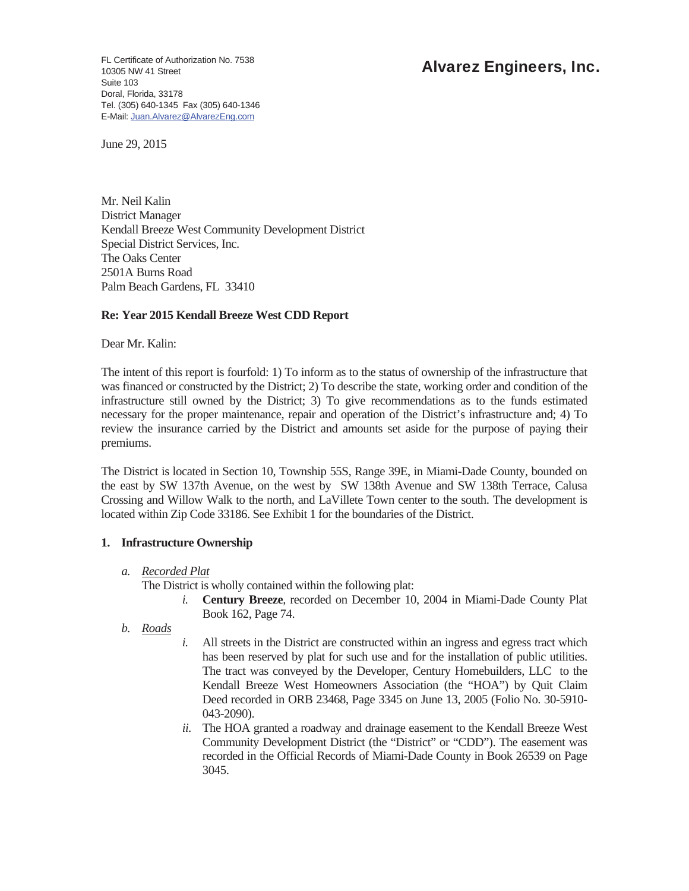FL Certificate of Authorization No. 7538
10305 NW 41 Street
Suite 103
Doral, Florida, 33178
Tel. (305) 640-1345 Fax (305) 640-1346
E-Mail: Juan.Alvarez@AlvarezEng.com

**Alvarez Engineers, Inc.**

June 29, 2015

Mr. Neil Kalin
District Manager
Kendall Breeze West Community Development District
Special District Services, Inc.
The Oaks Center
2501A Burns Road
Palm Beach Gardens, FL 33410

**Re: Year 2015 Kendall Breeze West CDD Report**

Dear Mr. Kalin:

The intent of this report is fourfold: 1) To inform as to the status of ownership of the infrastructure that was financed or constructed by the District; 2) To describe the state, working order and condition of the infrastructure still owned by the District; 3) To give recommendations as to the funds estimated necessary for the proper maintenance, repair and operation of the District's infrastructure and; 4) To review the insurance carried by the District and amounts set aside for the purpose of paying their premiums.

The District is located in Section 10, Township 55S, Range 39E, in Miami-Dade County, bounded on the east by SW 137th Avenue, on the west by SW 138th Avenue and SW 138th Terrace, Calusa Crossing and Willow Walk to the north, and LaVillete Town center to the south. The development is located within Zip Code 33186. See Exhibit 1 for the boundaries of the District.

**1. Infrastructure Ownership**

*a. Recorded Plat*

The District is wholly contained within the following plat:

*i.* **Century Breeze**, recorded on December 10, 2004 in Miami-Dade County Plat Book 162, Page 74.

*b. Roads*

*i.* All streets in the District are constructed within an ingress and egress tract which has been reserved by plat for such use and for the installation of public utilities. The tract was conveyed by the Developer, Century Homebuilders, LLC to the Kendall Breeze West Homeowners Association (the "HOA") by Quit Claim Deed recorded in ORB 23468, Page 3345 on June 13, 2005 (Folio No. 30-5910-043-2090).

*ii.* The HOA granted a roadway and drainage easement to the Kendall Breeze West Community Development District (the "District" or "CDD"). The easement was recorded in the Official Records of Miami-Dade County in Book 26539 on Page 3045.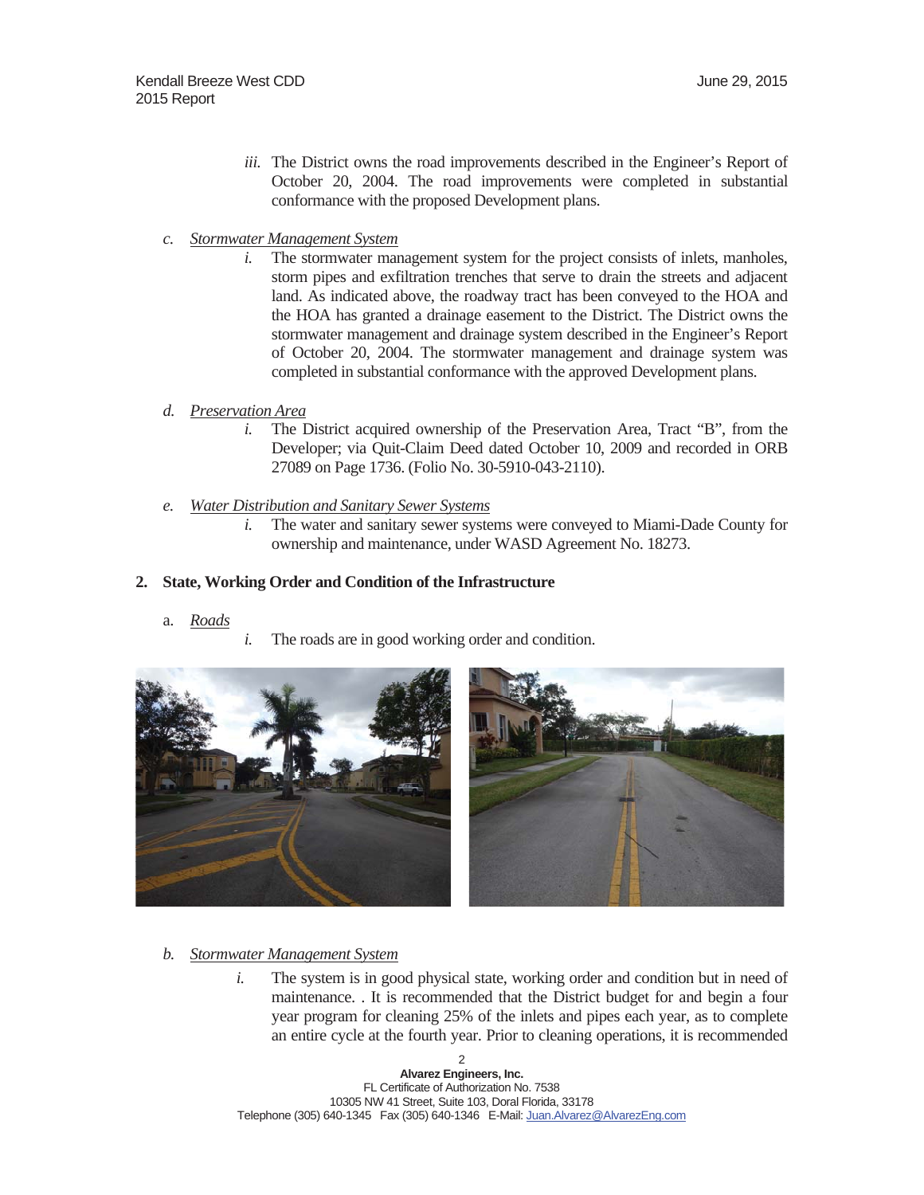iii. The District owns the road improvements described in the Engineer's Report of October 20, 2004. The road improvements were completed in substantial conformance with the proposed Development plans.

c. *Stormwater Management System*

   i. The stormwater management system for the project consists of inlets, manholes, storm pipes and exfiltration trenches that serve to drain the streets and adjacent land. As indicated above, the roadway tract has been conveyed to the HOA and the HOA has granted a drainage easement to the District. The District owns the stormwater management and drainage system described in the Engineer's Report of October 20, 2004. The stormwater management and drainage system was completed in substantial conformance with the approved Development plans.

d. *Preservation Area*

   i. The District acquired ownership of the Preservation Area, Tract "B", from the Developer; via Quit-Claim Deed dated October 10, 2009 and recorded in ORB 27089 on Page 1736. (Folio No. 30-5910-043-2110).

e. *Water Distribution and Sanitary Sewer Systems*

   i. The water and sanitary sewer systems were conveyed to Miami-Dade County for ownership and maintenance, under WASD Agreement No. 18273.

**2. State, Working Order and Condition of the Infrastructure**

a. *Roads*

   i. The roads are in good working order and condition.

b. *Stormwater Management System*

   i. The system is in good physical state, working order and condition but in need of maintenance. . It is recommended that the District budget for and begin a four year program for cleaning 25% of the inlets and pipes each year, as to complete an entire cycle at the fourth year. Prior to cleaning operations, it is recommended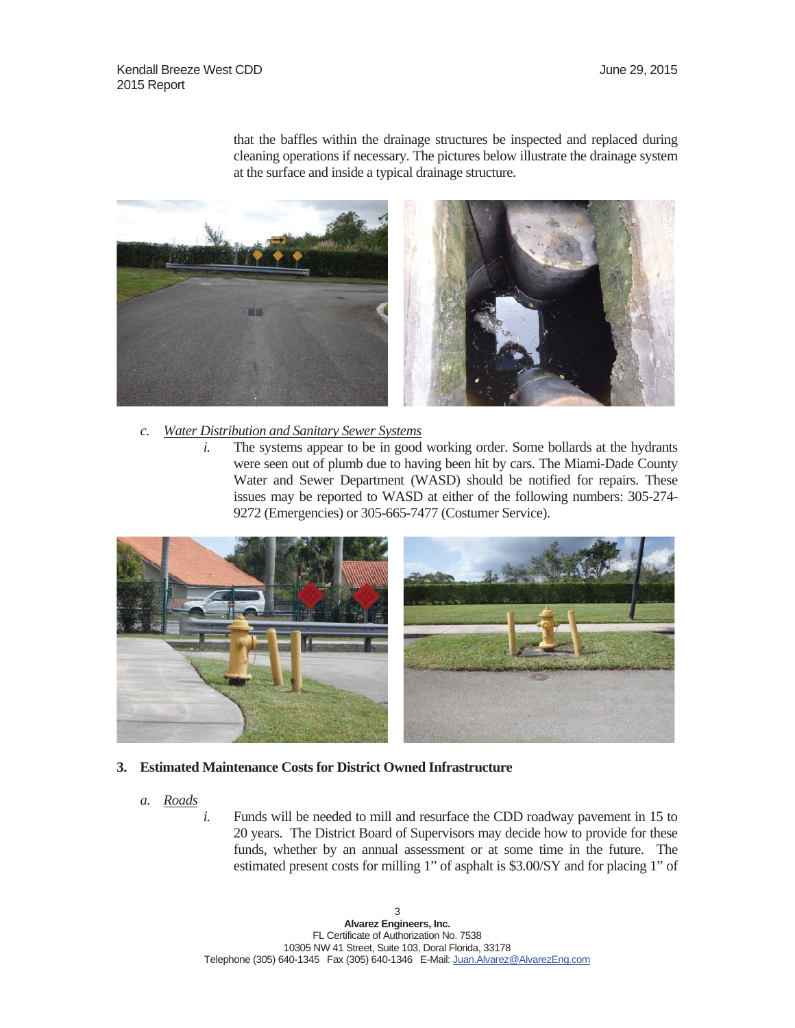that the baffles within the drainage structures be inspected and replaced during cleaning operations if necessary. The pictures below illustrate the drainage system at the surface and inside a typical drainage structure.

c. *Water Distribution and Sanitary Sewer Systems*

   i. The systems appear to be in good working order. Some bollards at the hydrants were seen out of plumb due to having been hit by cars. The Miami-Dade County Water and Sewer Department (WASD) should be notified for repairs. These issues may be reported to WASD at either of the following numbers: 305-274-9272 (Emergencies) or 305-665-7477 (Costumer Service).

## 3. Estimated Maintenance Costs for District Owned Infrastructure

a. *Roads*

   i. Funds will be needed to mill and resurface the CDD roadway pavement in 15 to 20 years. The District Board of Supervisors may decide how to provide for these funds, whether by an annual assessment or at some time in the future. The estimated present costs for milling 1" of asphalt is $3.00/SY and for placing 1" of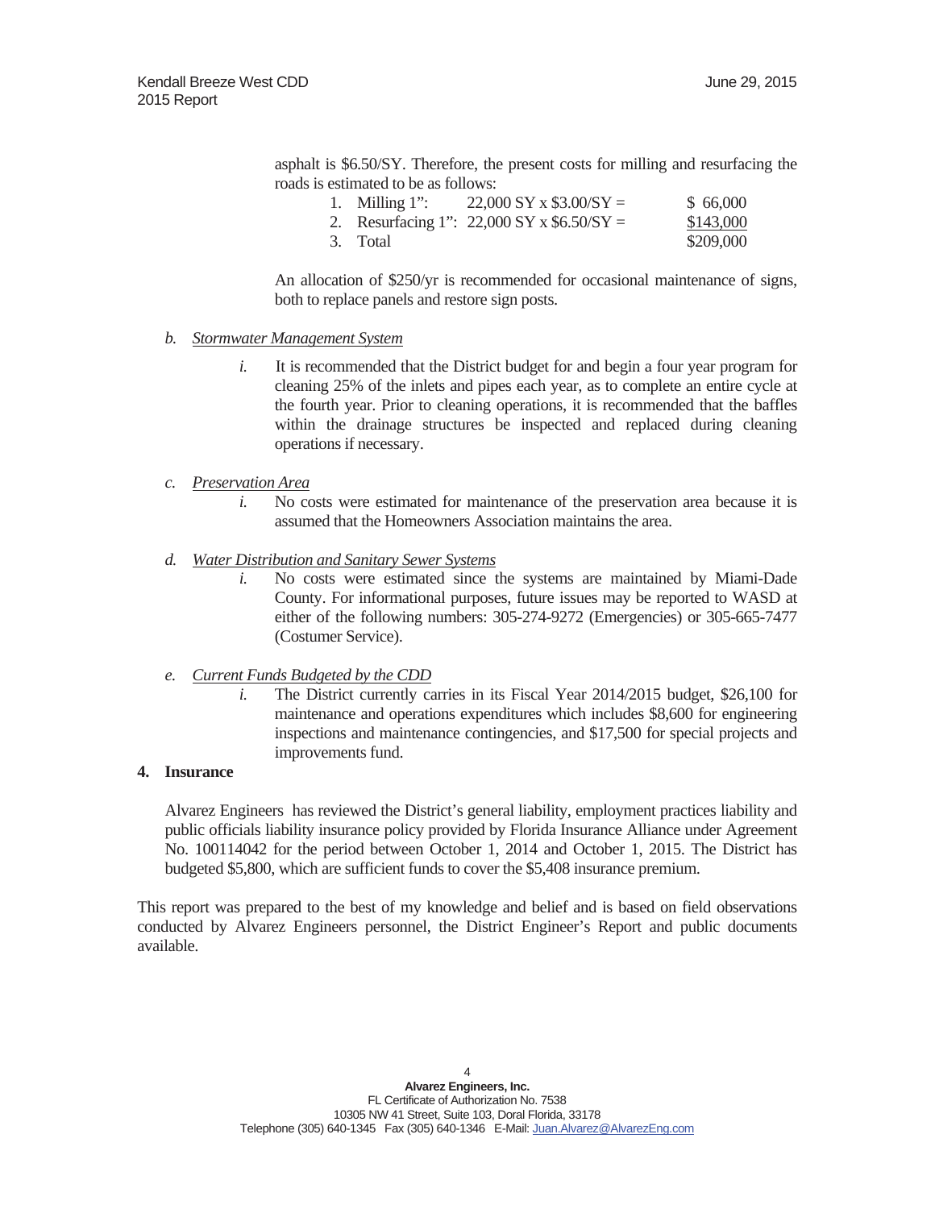asphalt is $6.50/SY. Therefore, the present costs for milling and resurfacing the roads is estimated to be as follows:

1. Milling 1": 22,000 SY x $3.00/SY = $ 66,000
2. Resurfacing 1": 22,000 SY x $6.50/SY = $143,000
3. Total $209,000

An allocation of $250/yr is recommended for occasional maintenance of signs, both to replace panels and restore sign posts.

*b.* Stormwater Management System

*i.* It is recommended that the District budget for and begin a four year program for cleaning 25% of the inlets and pipes each year, as to complete an entire cycle at the fourth year. Prior to cleaning operations, it is recommended that the baffles within the drainage structures be inspected and replaced during cleaning operations if necessary.

*c.* Preservation Area

*i.* No costs were estimated for maintenance of the preservation area because it is assumed that the Homeowners Association maintains the area.

*d.* Water Distribution and Sanitary Sewer Systems

*i.* No costs were estimated since the systems are maintained by Miami-Dade County. For informational purposes, future issues may be reported to WASD at either of the following numbers: 305-274-9272 (Emergencies) or 305-665-7477 (Costumer Service).

*e.* Current Funds Budgeted by the CDD

*i.* The District currently carries in its Fiscal Year 2014/2015 budget, $26,100 for maintenance and operations expenditures which includes $8,600 for engineering inspections and maintenance contingencies, and $17,500 for special projects and improvements fund.

**4. Insurance**

Alvarez Engineers has reviewed the District's general liability, employment practices liability and public officials liability insurance policy provided by Florida Insurance Alliance under Agreement No. 100114042 for the period between October 1, 2014 and October 1, 2015. The District has budgeted $5,800, which are sufficient funds to cover the $5,408 insurance premium.

This report was prepared to the best of my knowledge and belief and is based on field observations conducted by Alvarez Engineers personnel, the District Engineer's Report and public documents available.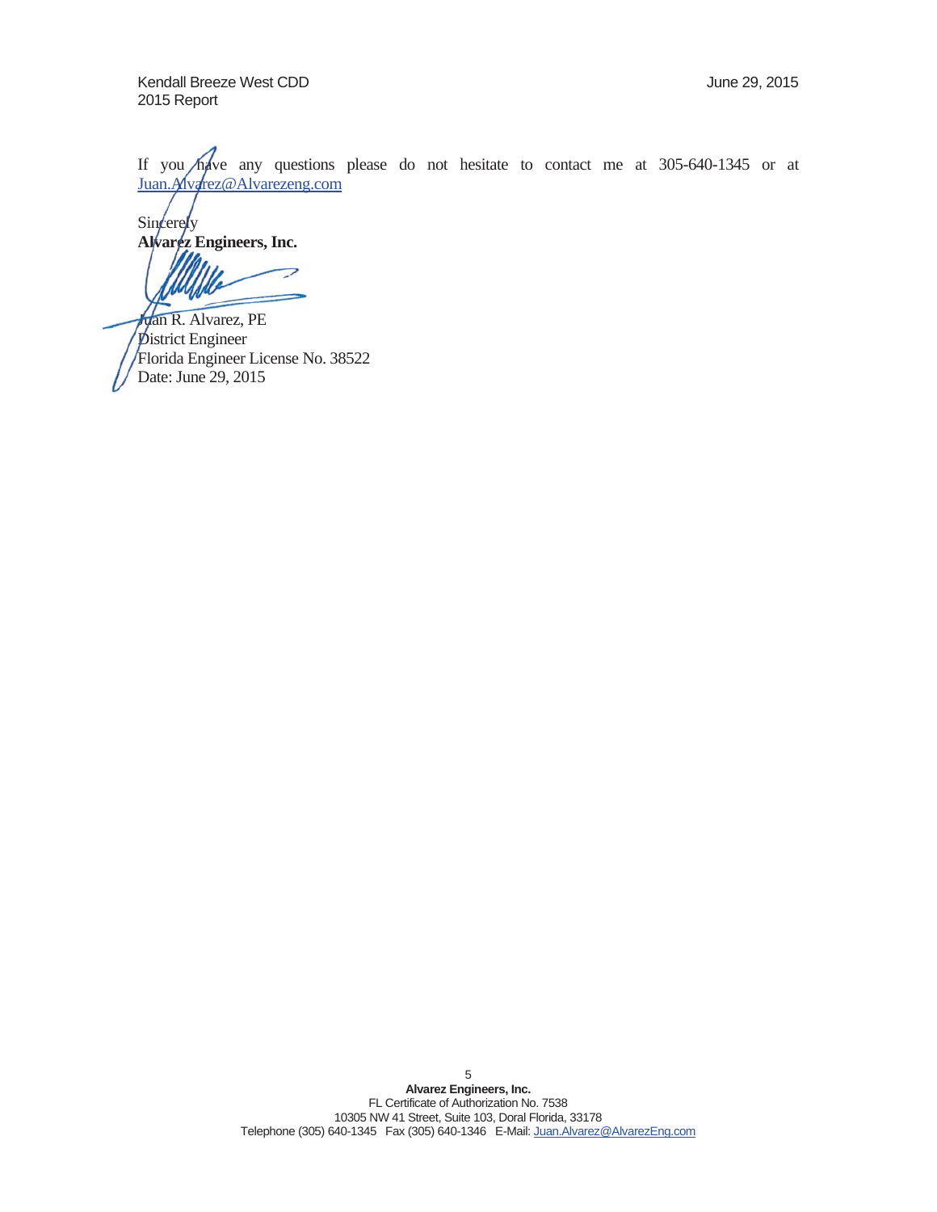If you have any questions please do not hesitate to contact me at 305-640-1345 or at Juan.Alvarez@Alvarezeng.com

Sincerely
**Alvarez Engineers, Inc.**

Juan R. Alvarez, PE
District Engineer
Florida Engineer License No. 38522
Date: June 29, 2015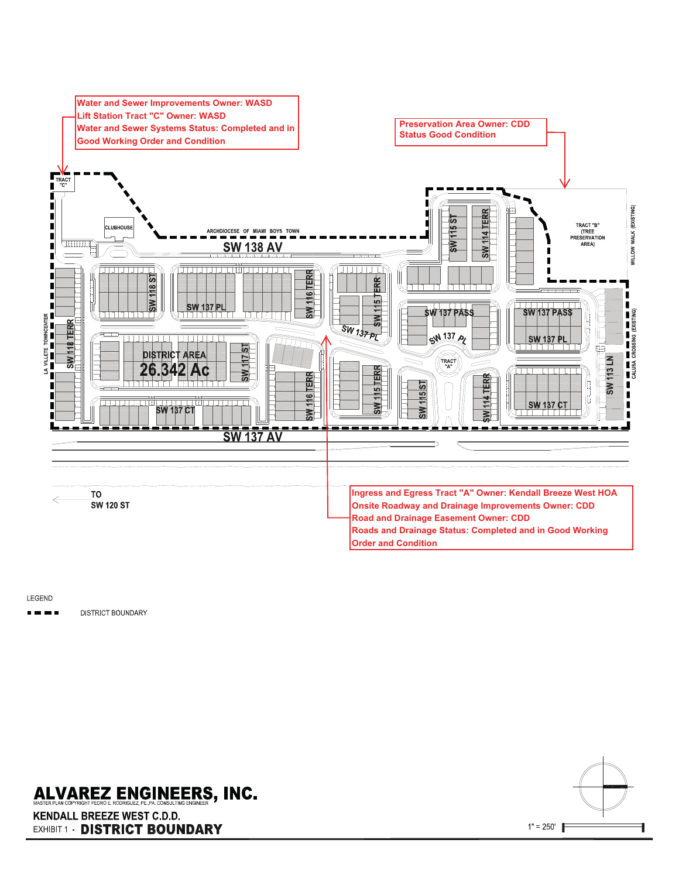Water and Sewer Improvements Owner: WASD
Lift Station Tract "C" Owner: WASD
Water and Sewer Systems Status: Completed and in Good Working Order and Condition

Preservation Area Owner: CDD
Status Good Condition

TRACT "C"

CLUBHOUSE

ARCHDIOCESE OF MIAMI BOYS TOWN

SW 138 AV

SW 115 ST

SW 114 TERR

TRACT "B" (TREE PRESERVATION AREA)

WILLOW WALK (EXISTING)

SW 118 ST

SW 137 PL

SW 116 TERR

SW 115 TERR

SW 137 PL

SW 137 PASS

SW 137 PASS

SW 137 PL

SW 137 PL

CALUSA CROSSING (EXISTING)

LA VILLETE TOWNCENTER

SW 118 TERR

DISTRICT AREA
26.342 Ac

SW 117 ST

TRACT "A"

SW 113 LN

SW 116 TERR

SW 115 TERR

SW 115 ST

SW 114 TERR

SW 137 CT

SW 137 CT

SW 137 AV

TO SW 120 ST

Ingress and Egress Tract "A" Owner: Kendall Breeze West HOA
Onsite Roadway and Drainage Improvements Owner: CDD
Road and Drainage Easement Owner: CDD
Roads and Drainage Status: Completed and in Good Working Order and Condition

LEGEND

DISTRICT BOUNDARY

**ALVAREZ ENGINEERS, INC.**

MASTER PLAN COPYRIGHT PEDRO E. RODRIGUEZ, PE.,PA. CONSULTING ENGINEER

KENDALL BREEZE WEST C.D.D.

EXHIBIT 1 - **DISTRICT BOUNDARY**

1" = 250'